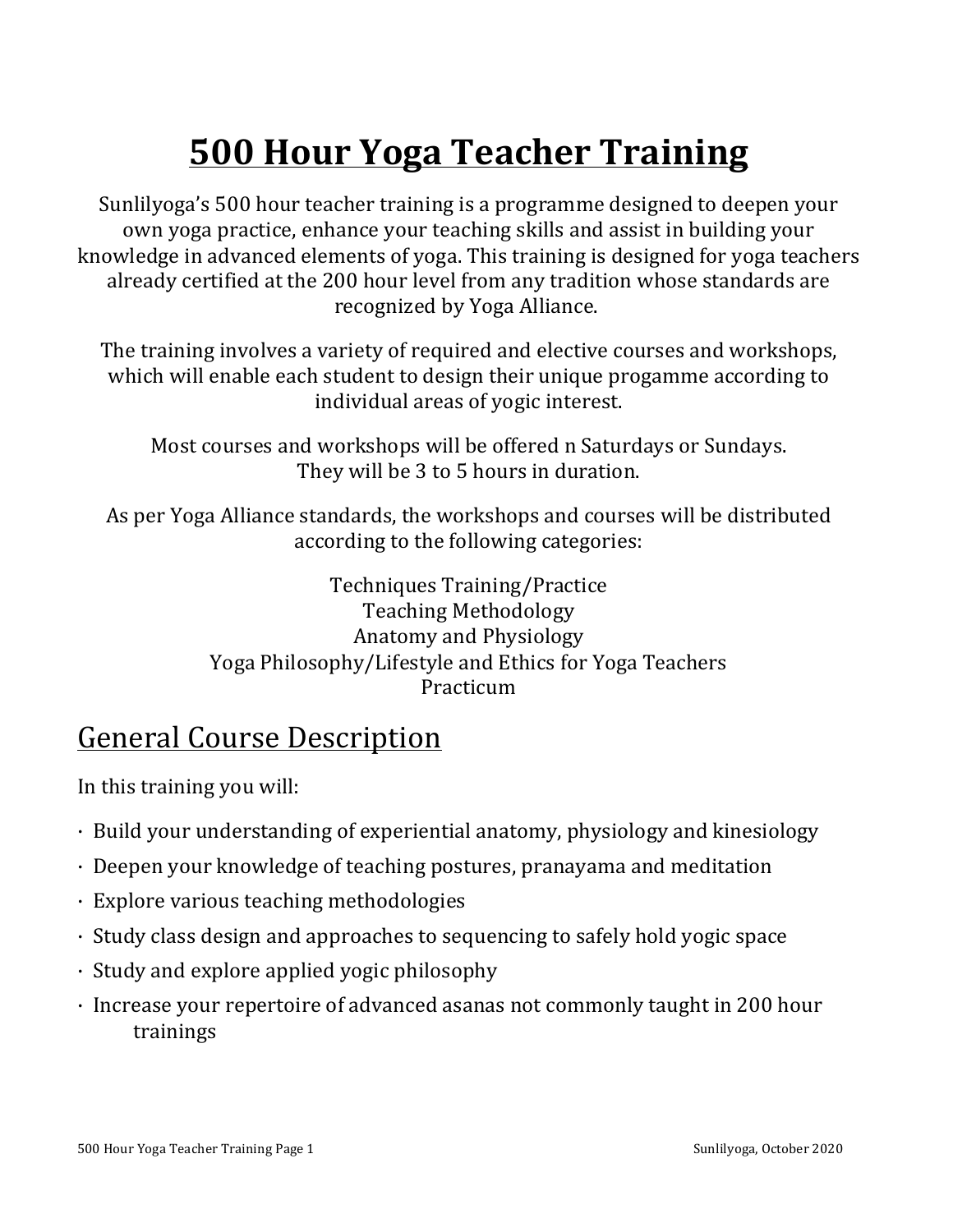# 500 Hour Yoga Teacher Training

Sunlilyoga's 500 hour teacher training is a programme designed to deepen your own yoga practice, enhance your teaching skills and assist in building your knowledge in advanced elements of yoga. This training is designed for yoga teachers already certified at the 200 hour level from any tradition whose standards are recognized by Yoga Alliance.

The training involves a variety of required and elective courses and workshops, which will enable each student to design their unique progamme according to individual areas of yogic interest.

Most courses and workshops will be offered n Saturdays or Sundays. They will be 3 to 5 hours in duration.

As per Yoga Alliance standards, the workshops and courses will be distributed according to the following categories:

Techniques Training/Practice
Teaching Methodology
Anatomy and Physiology
Yoga Philosophy/Lifestyle and Ethics for Yoga Teachers
Practicum

## General Course Description

In this training you will:

- Build your understanding of experiential anatomy, physiology and kinesiology
- Deepen your knowledge of teaching postures, pranayama and meditation
- Explore various teaching methodologies
- Study class design and approaches to sequencing to safely hold yogic space
- Study and explore applied yogic philosophy
- Increase your repertoire of advanced asanas not commonly taught in 200 hour trainings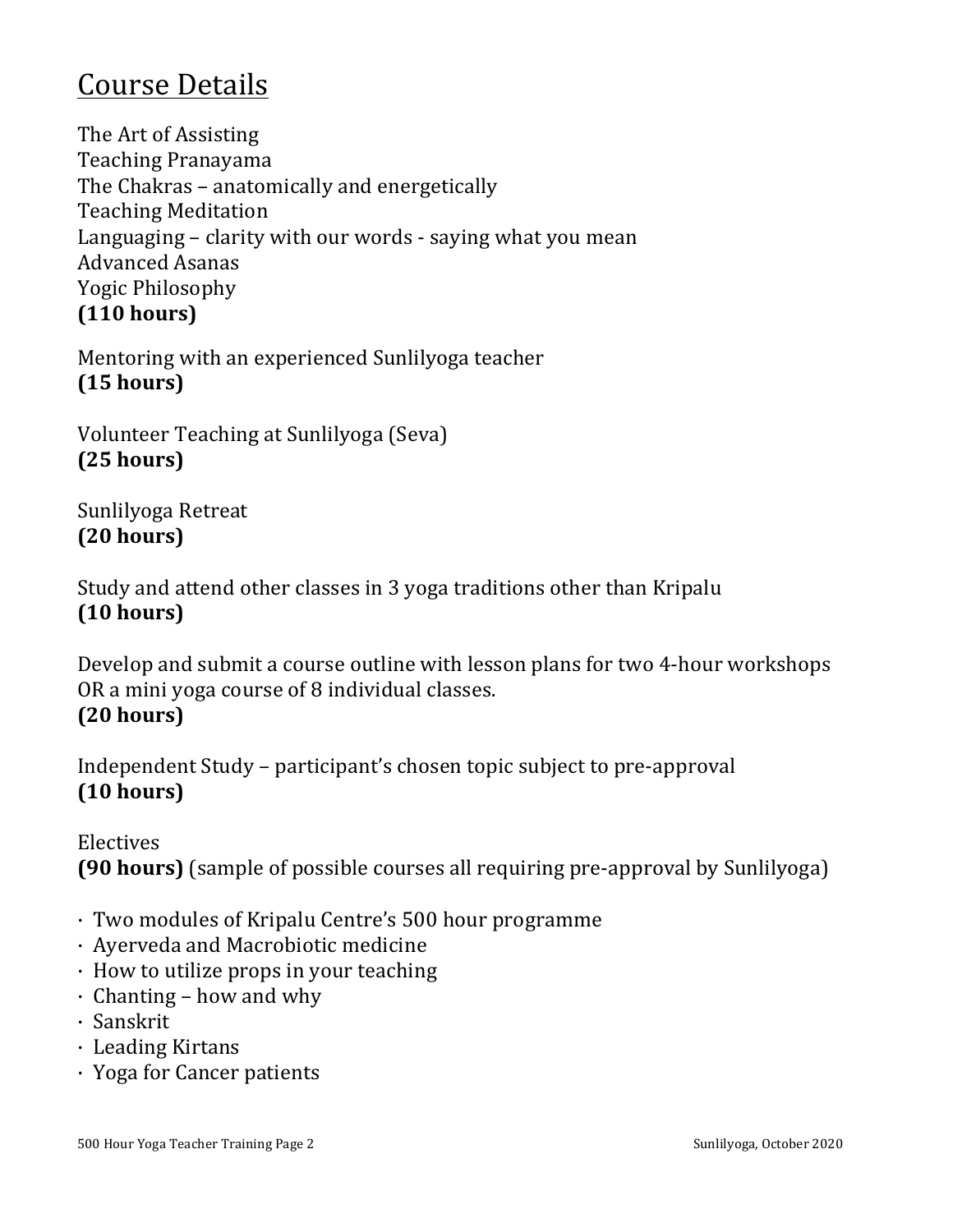## Course Details

The Art of Assisting
Teaching Pranayama
The Chakras – anatomically and energetically
Teaching Meditation
Languaging – clarity with our words - saying what you mean
Advanced Asanas
Yogic Philosophy
**(110 hours)**

Mentoring with an experienced Sunlilyoga teacher
**(15 hours)**

Volunteer Teaching at Sunlilyoga (Seva)
**(25 hours)**

Sunlilyoga Retreat
**(20 hours)**

Study and attend other classes in 3 yoga traditions other than Kripalu
**(10 hours)**

Develop and submit a course outline with lesson plans for two 4-hour workshops OR a mini yoga course of 8 individual classes.
**(20 hours)**

Independent Study – participant's chosen topic subject to pre-approval
**(10 hours)**

Electives
**(90 hours)** (sample of possible courses all requiring pre-approval by Sunlilyoga)

- Two modules of Kripalu Centre's 500 hour programme
- Ayerveda and Macrobiotic medicine
- How to utilize props in your teaching
- Chanting – how and why
- Sanskrit
- Leading Kirtans
- Yoga for Cancer patients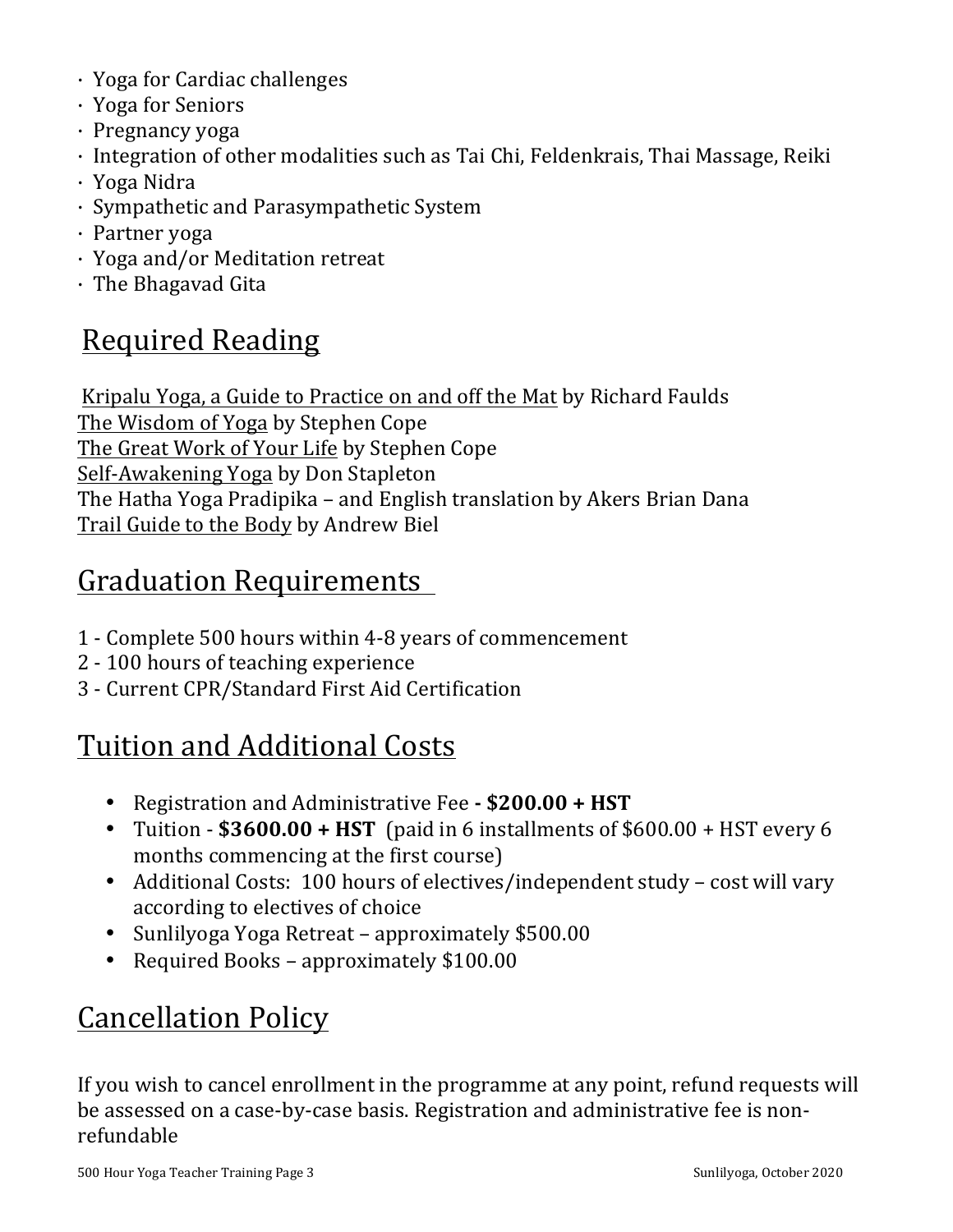- Yoga for Cardiac challenges
- Yoga for Seniors
- Pregnancy yoga
- Integration of other modalities such as Tai Chi, Feldenkrais, Thai Massage, Reiki
- Yoga Nidra
- Sympathetic and Parasympathetic System
- Partner yoga
- Yoga and/or Meditation retreat
- The Bhagavad Gita

## Required Reading

Kripalu Yoga, a Guide to Practice on and off the Mat by Richard Faulds
The Wisdom of Yoga by Stephen Cope
The Great Work of Your Life by Stephen Cope
Self-Awakening Yoga by Don Stapleton
The Hatha Yoga Pradipika – and English translation by Akers Brian Dana
Trail Guide to the Body by Andrew Biel

## Graduation Requirements

1 - Complete 500 hours within 4-8 years of commencement
2 - 100 hours of teaching experience
3 - Current CPR/Standard First Aid Certification

## Tuition and Additional Costs

- Registration and Administrative Fee **- $200.00 + HST**
- Tuition - **$3600.00 + HST** (paid in 6 installments of $600.00 + HST every 6 months commencing at the first course)
- Additional Costs: 100 hours of electives/independent study – cost will vary according to electives of choice
- Sunlilyoga Yoga Retreat – approximately $500.00
- Required Books – approximately $100.00

## Cancellation Policy

If you wish to cancel enrollment in the programme at any point, refund requests will be assessed on a case-by-case basis. Registration and administrative fee is non-refundable